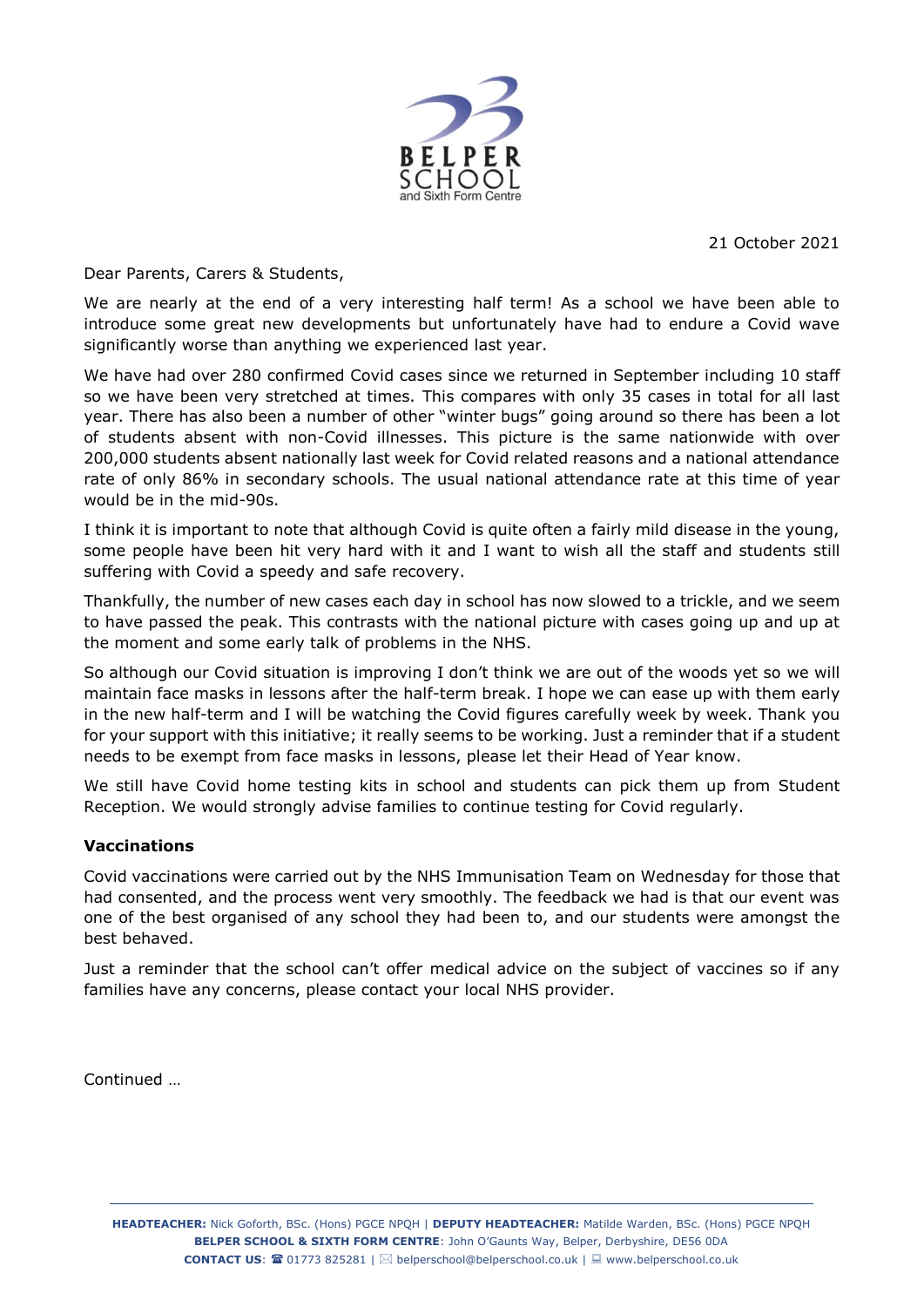BELPER SCHOOL and Sixth Form Centre

21 October 2021

Dear Parents, Carers & Students,

We are nearly at the end of a very interesting half term! As a school we have been able to introduce some great new developments but unfortunately have had to endure a Covid wave significantly worse than anything we experienced last year.

We have had over 280 confirmed Covid cases since we returned in September including 10 staff so we have been very stretched at times. This compares with only 35 cases in total for all last year. There has also been a number of other "winter bugs" going around so there has been a lot of students absent with non-Covid illnesses. This picture is the same nationwide with over 200,000 students absent nationally last week for Covid related reasons and a national attendance rate of only 86% in secondary schools. The usual national attendance rate at this time of year would be in the mid-90s.

I think it is important to note that although Covid is quite often a fairly mild disease in the young, some people have been hit very hard with it and I want to wish all the staff and students still suffering with Covid a speedy and safe recovery.

Thankfully, the number of new cases each day in school has now slowed to a trickle, and we seem to have passed the peak. This contrasts with the national picture with cases going up and up at the moment and some early talk of problems in the NHS.

So although our Covid situation is improving I don't think we are out of the woods yet so we will maintain face masks in lessons after the half-term break. I hope we can ease up with them early in the new half-term and I will be watching the Covid figures carefully week by week. Thank you for your support with this initiative; it really seems to be working. Just a reminder that if a student needs to be exempt from face masks in lessons, please let their Head of Year know.

We still have Covid home testing kits in school and students can pick them up from Student Reception. We would strongly advise families to continue testing for Covid regularly.

**Vaccinations**

Covid vaccinations were carried out by the NHS Immunisation Team on Wednesday for those that had consented, and the process went very smoothly. The feedback we had is that our event was one of the best organised of any school they had been to, and our students were amongst the best behaved.

Just a reminder that the school can't offer medical advice on the subject of vaccines so if any families have any concerns, please contact your local NHS provider.

Continued …

**HEADTEACHER:** Nick Goforth, BSc. (Hons) PGCE NPQH | **DEPUTY HEADTEACHER:** Matilde Warden, BSc. (Hons) PGCE NPQH
**BELPER SCHOOL & SIXTH FORM CENTRE**: John O'Gaunts Way, Belper, Derbyshire, DE56 0DA
**CONTACT US**: ☎ 01773 825281 | belperschool@belperschool.co.uk | www.belperschool.co.uk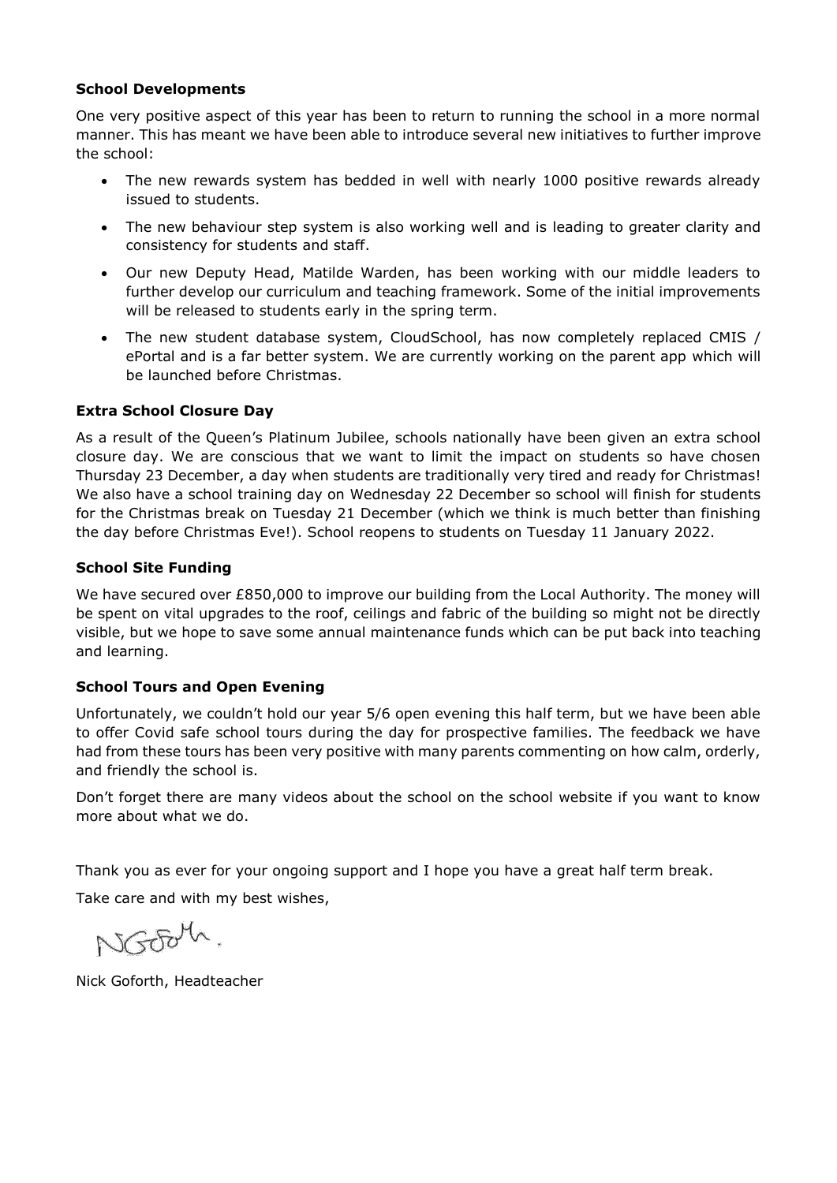**School Developments**

One very positive aspect of this year has been to return to running the school in a more normal manner. This has meant we have been able to introduce several new initiatives to further improve the school:

- The new rewards system has bedded in well with nearly 1000 positive rewards already issued to students.
- The new behaviour step system is also working well and is leading to greater clarity and consistency for students and staff.
- Our new Deputy Head, Matilde Warden, has been working with our middle leaders to further develop our curriculum and teaching framework. Some of the initial improvements will be released to students early in the spring term.
- The new student database system, CloudSchool, has now completely replaced CMIS / ePortal and is a far better system. We are currently working on the parent app which will be launched before Christmas.

**Extra School Closure Day**

As a result of the Queen's Platinum Jubilee, schools nationally have been given an extra school closure day. We are conscious that we want to limit the impact on students so have chosen Thursday 23 December, a day when students are traditionally very tired and ready for Christmas! We also have a school training day on Wednesday 22 December so school will finish for students for the Christmas break on Tuesday 21 December (which we think is much better than finishing the day before Christmas Eve!). School reopens to students on Tuesday 11 January 2022.

**School Site Funding**

We have secured over £850,000 to improve our building from the Local Authority. The money will be spent on vital upgrades to the roof, ceilings and fabric of the building so might not be directly visible, but we hope to save some annual maintenance funds which can be put back into teaching and learning.

**School Tours and Open Evening**

Unfortunately, we couldn't hold our year 5/6 open evening this half term, but we have been able to offer Covid safe school tours during the day for prospective families. The feedback we have had from these tours has been very positive with many parents commenting on how calm, orderly, and friendly the school is.

Don't forget there are many videos about the school on the school website if you want to know more about what we do.

Thank you as ever for your ongoing support and I hope you have a great half term break.

Take care and with my best wishes,

NGoforth.

Nick Goforth, Headteacher